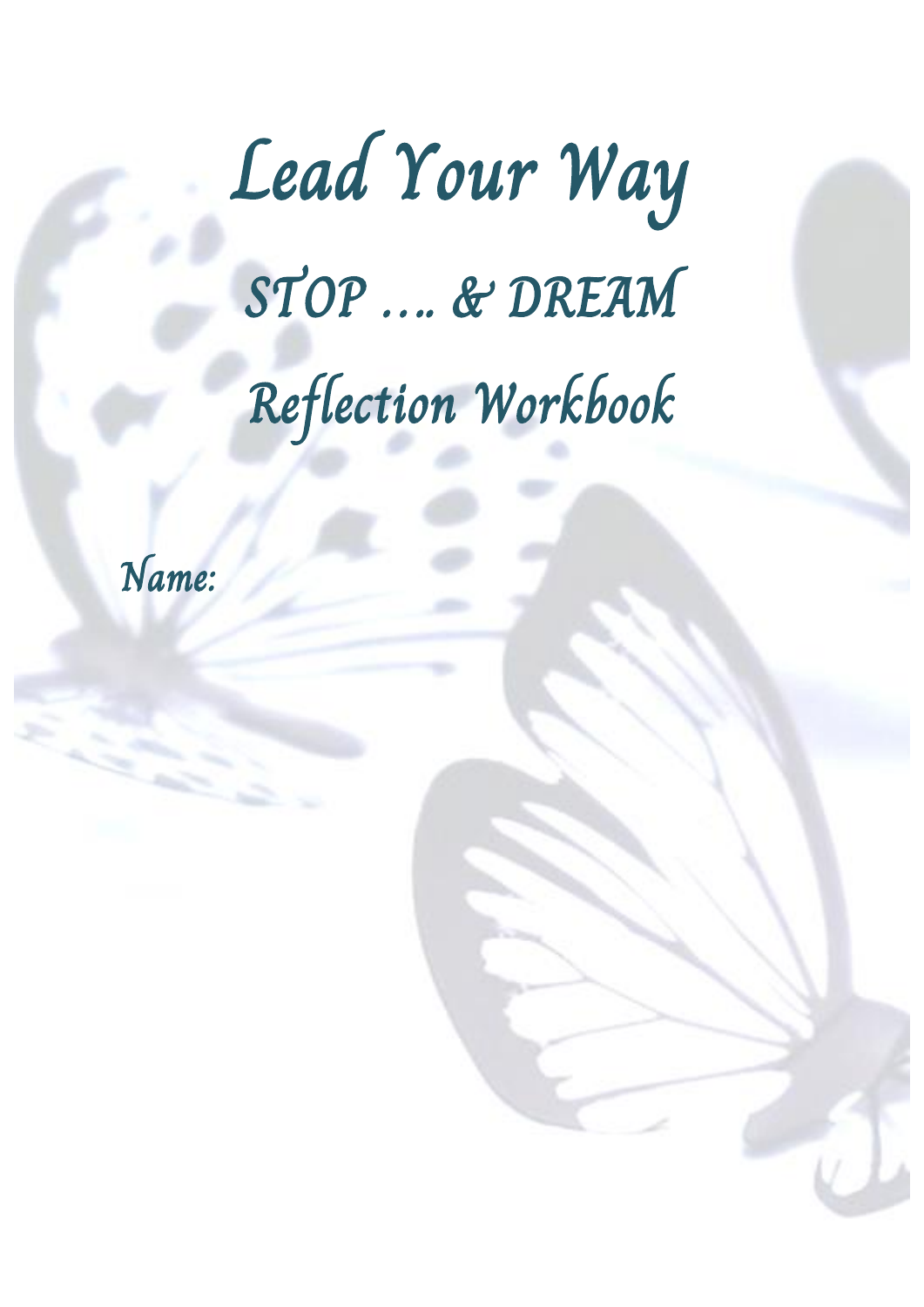# *Lead Your Way*

## *STOP …. & DREAM*

## *Reflection Workbook*

*Name:*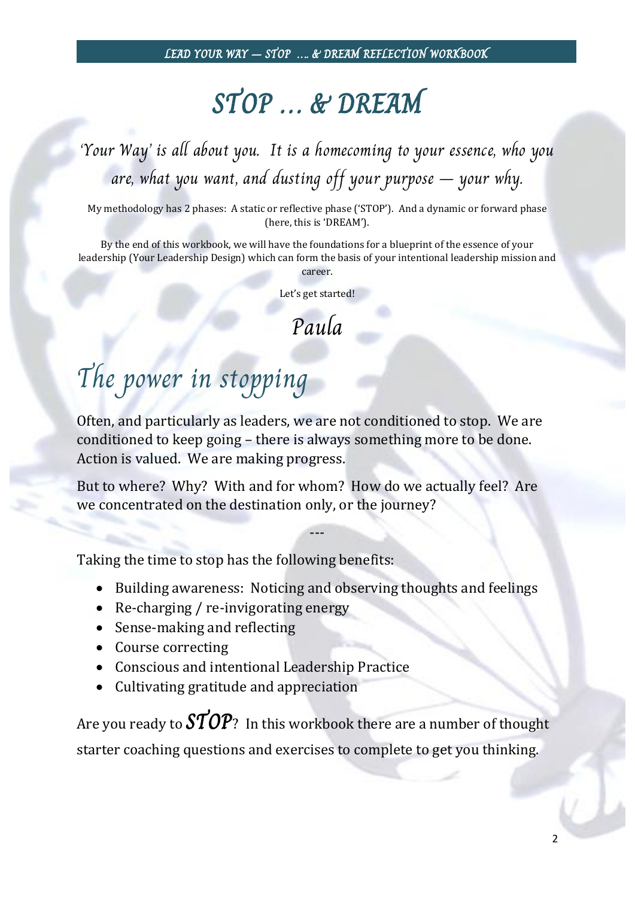# STOP … & DREAM

*'Your Way' is all about you. It is a homecoming to your essence, who you are, what you want, and dusting off your purpose — your why.*

My methodology has 2 phases: A static or reflective phase ('STOP'). And a dynamic or forward phase (here, this is 'DREAM').

By the end of this workbook, we will have the foundations for a blueprint of the essence of your leadership (Your Leadership Design) which can form the basis of your intentional leadership mission and career.

Let's get started!

*Paula*

## The power in stopping

Often, and particularly as leaders, we are not conditioned to stop. We are conditioned to keep going – there is always something more to be done. Action is valued. We are making progress.

But to where? Why? With and for whom? How do we actually feel? Are we concentrated on the destination only, or the journey?

---

Taking the time to stop has the following benefits:

- Building awareness: Noticing and observing thoughts and feelings
- Re-charging / re-invigorating energy
- Sense-making and reflecting
- Course correcting
- Conscious and intentional Leadership Practice
- Cultivating gratitude and appreciation

Are you ready to ***STOP***? In this workbook there are a number of thought starter coaching questions and exercises to complete to get you thinking.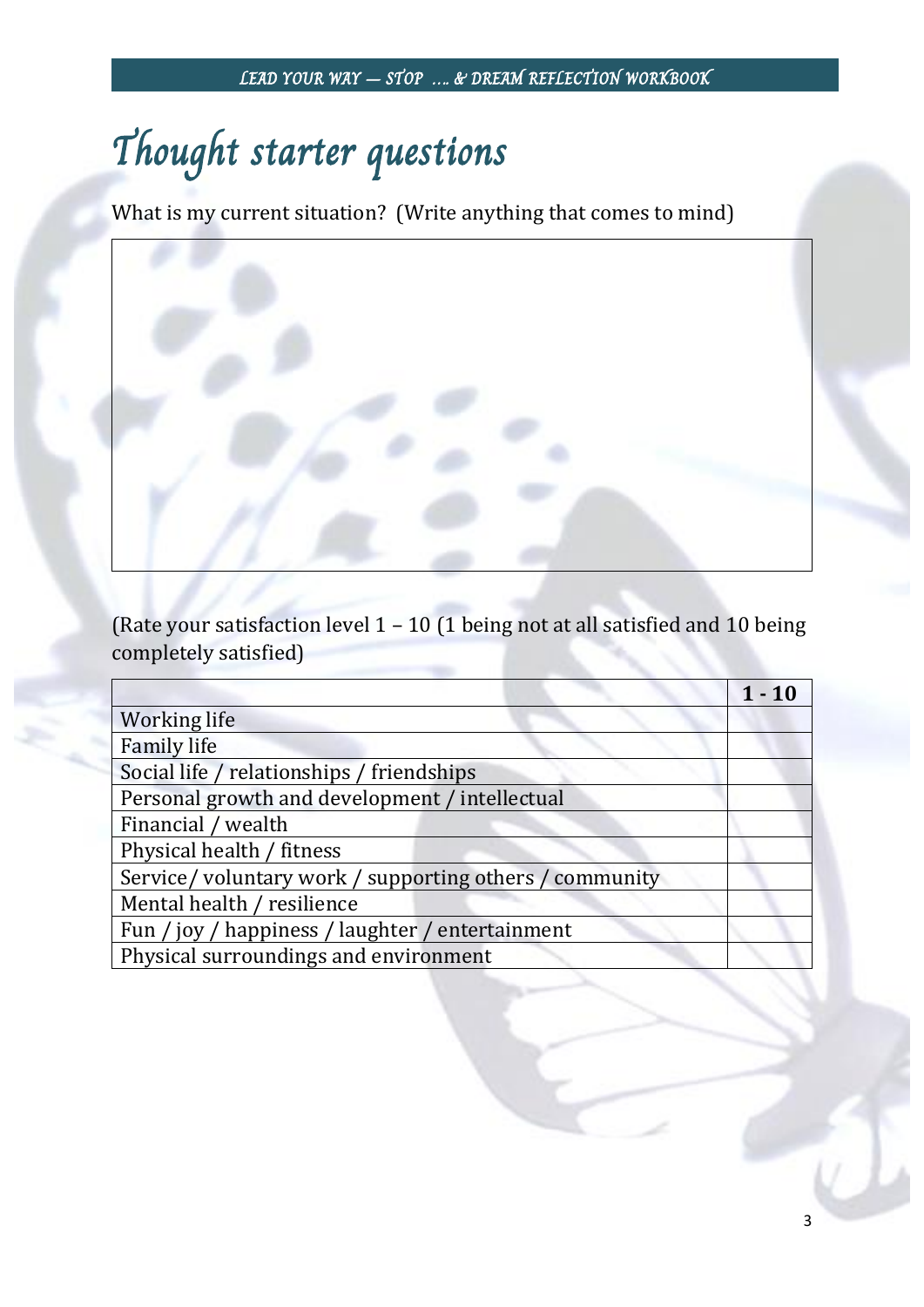# Thought starter questions

What is my current situation?  (Write anything that comes to mind)

|  |
|---|
|  |

(Rate your satisfaction level 1 – 10 (1 being not at all satisfied and 10 being completely satisfied)

|  | **1 - 10** |
|---|---|
| Working life |  |
| Family life |  |
| Social life / relationships / friendships |  |
| Personal growth and development / intellectual |  |
| Financial / wealth |  |
| Physical health / fitness |  |
| Service/ voluntary work / supporting others / community |  |
| Mental health / resilience |  |
| Fun / joy / happiness / laughter / entertainment |  |
| Physical surroundings and environment |  |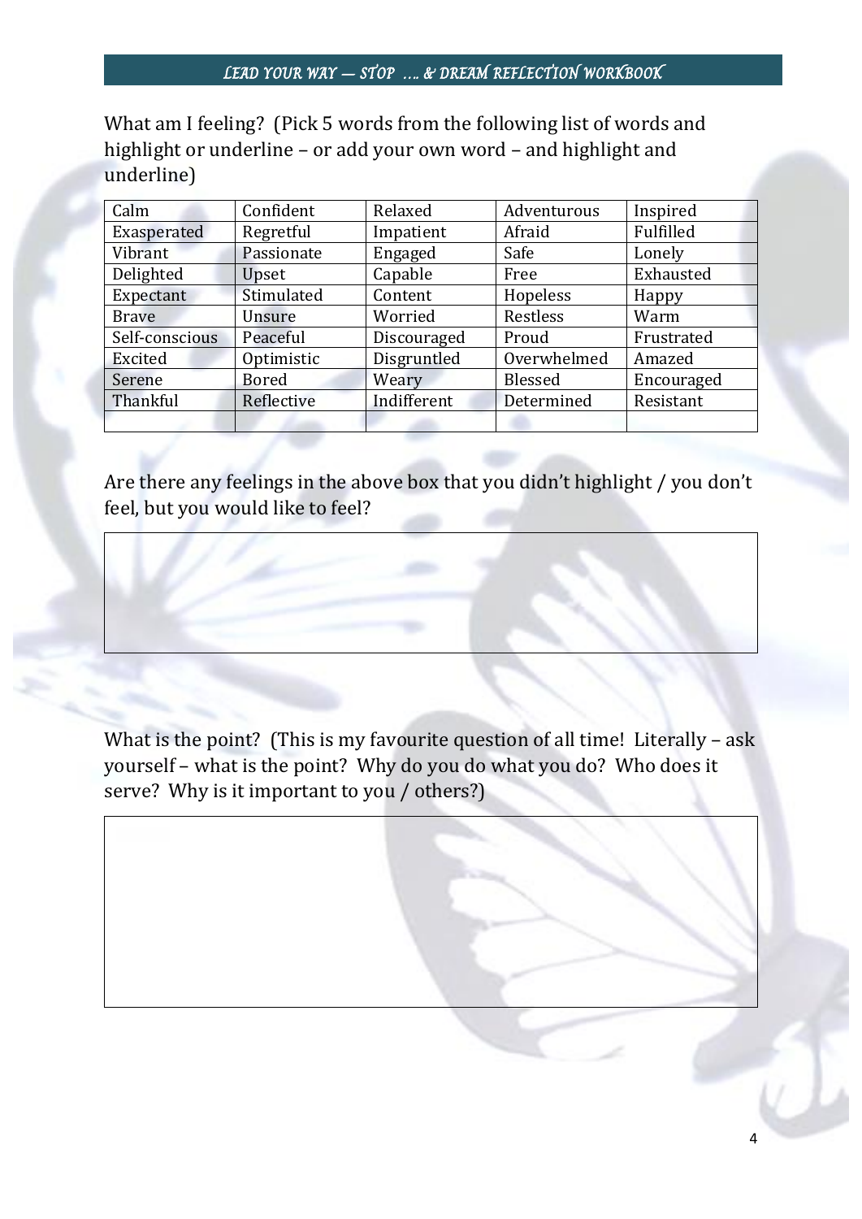What am I feeling? (Pick 5 words from the following list of words and highlight or underline – or add your own word – and highlight and underline)

| Calm | Confident | Relaxed | Adventurous | Inspired |
|---|---|---|---|---|
| Exasperated | Regretful | Impatient | Afraid | Fulfilled |
| Vibrant | Passionate | Engaged | Safe | Lonely |
| Delighted | Upset | Capable | Free | Exhausted |
| Expectant | Stimulated | Content | Hopeless | Happy |
| Brave | Unsure | Worried | Restless | Warm |
| Self-conscious | Peaceful | Discouraged | Proud | Frustrated |
| Excited | Optimistic | Disgruntled | Overwhelmed | Amazed |
| Serene | Bored | Weary | Blessed | Encouraged |
| Thankful | Reflective | Indifferent | Determined | Resistant |
| | | | | |

Are there any feelings in the above box that you didn't highlight / you don't feel, but you would like to feel?

| |
|---|
| |

What is the point? (This is my favourite question of all time! Literally – ask yourself – what is the point? Why do you do what you do? Who does it serve? Why is it important to you / others?)

| |
|---|
| |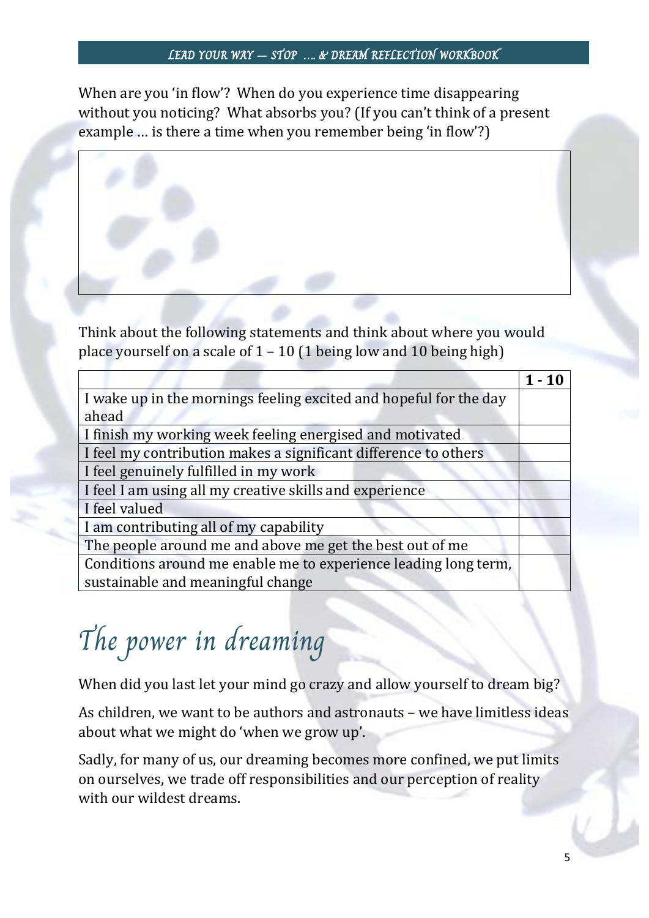When are you 'in flow'? When do you experience time disappearing without you noticing? What absorbs you? (If you can't think of a present example … is there a time when you remember being 'in flow'?)

Think about the following statements and think about where you would place yourself on a scale of 1 – 10 (1 being low and 10 being high)

| | **1 - 10** |
|---|---|
| I wake up in the mornings feeling excited and hopeful for the day ahead | |
| I finish my working week feeling energised and motivated | |
| I feel my contribution makes a significant difference to others | |
| I feel genuinely fulfilled in my work | |
| I feel I am using all my creative skills and experience | |
| I feel valued | |
| I am contributing all of my capability | |
| The people around me and above me get the best out of me | |
| Conditions around me enable me to experience leading long term, sustainable and meaningful change | |

# The power in dreaming

When did you last let your mind go crazy and allow yourself to dream big?

As children, we want to be authors and astronauts – we have limitless ideas about what we might do 'when we grow up'.

Sadly, for many of us, our dreaming becomes more confined, we put limits on ourselves, we trade off responsibilities and our perception of reality with our wildest dreams.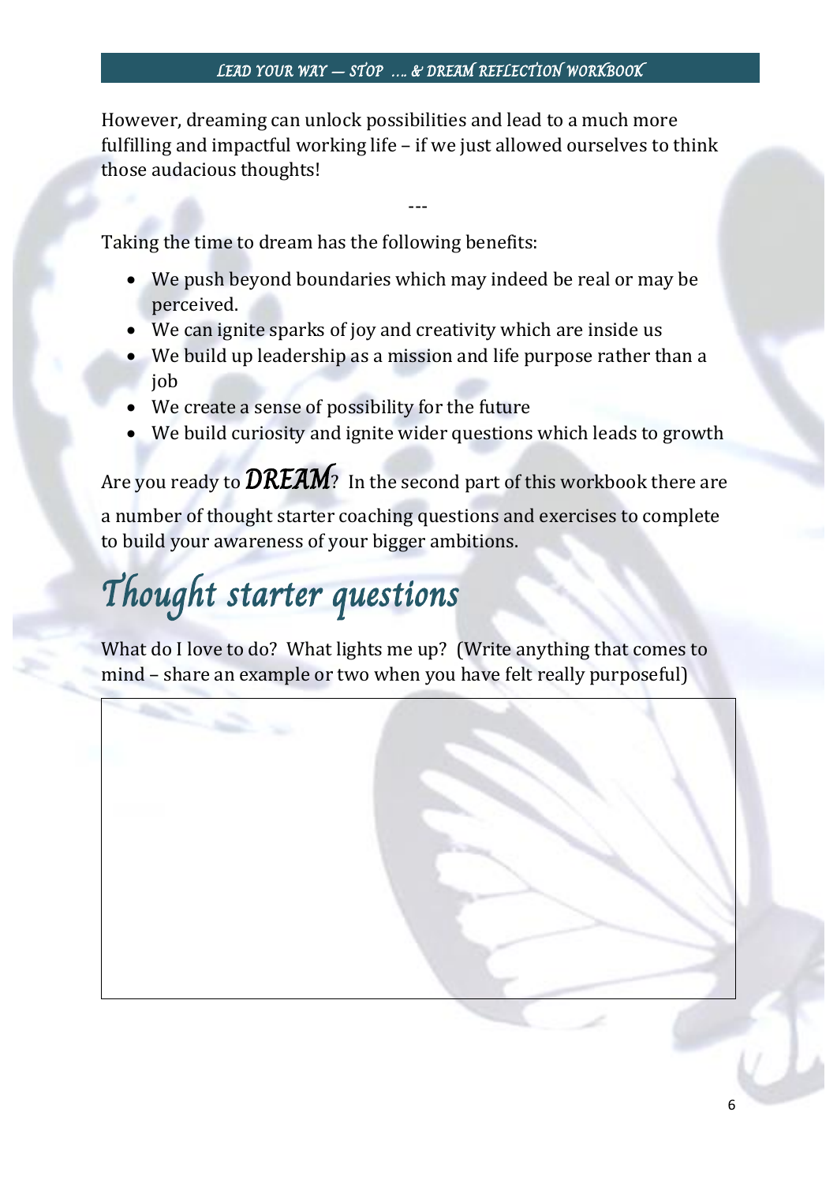However, dreaming can unlock possibilities and lead to a much more fulfilling and impactful working life – if we just allowed ourselves to think those audacious thoughts!

---

Taking the time to dream has the following benefits:

- We push beyond boundaries which may indeed be real or may be perceived.
- We can ignite sparks of joy and creativity which are inside us
- We build up leadership as a mission and life purpose rather than a job
- We create a sense of possibility for the future
- We build curiosity and ignite wider questions which leads to growth

Are you ready to ***DREAM***? In the second part of this workbook there are a number of thought starter coaching questions and exercises to complete to build your awareness of your bigger ambitions.

# *Thought starter questions*

What do I love to do? What lights me up? (Write anything that comes to mind – share an example or two when you have felt really purposeful)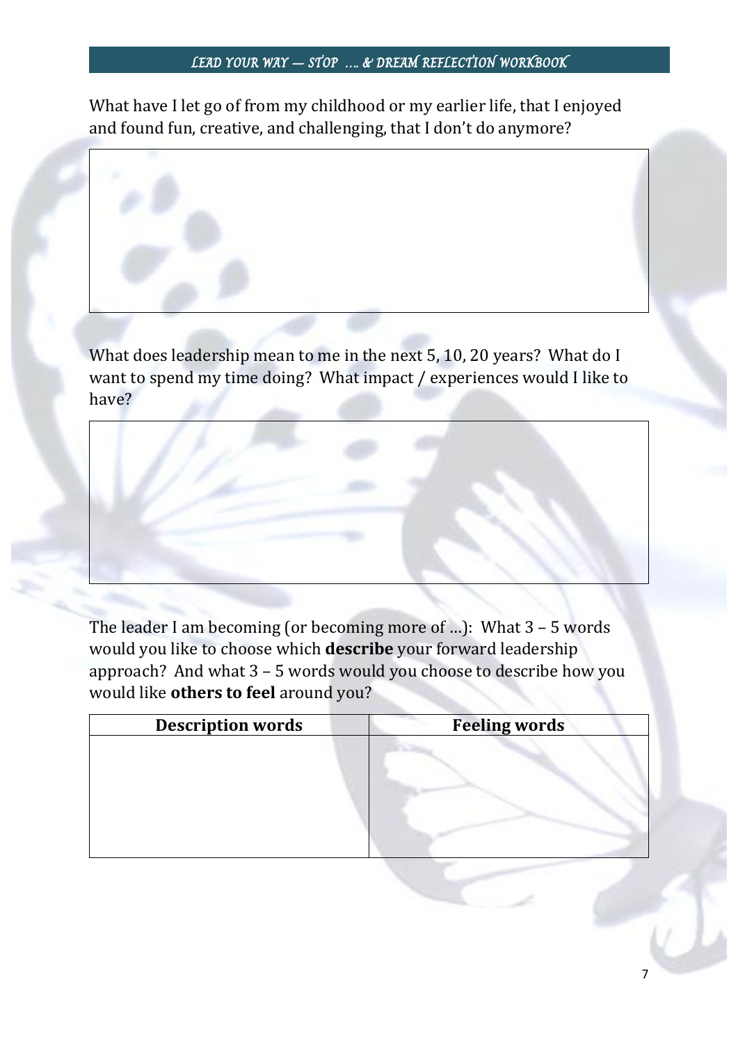What have I let go of from my childhood or my earlier life, that I enjoyed and found fun, creative, and challenging, that I don't do anymore?

What does leadership mean to me in the next 5, 10, 20 years? What do I want to spend my time doing? What impact / experiences would I like to have?

The leader I am becoming (or becoming more of …): What 3 – 5 words would you like to choose which **describe** your forward leadership approach? And what 3 – 5 words would you choose to describe how you would like **others to feel** around you?

| Description words | Feeling words |
|---|---|
| | |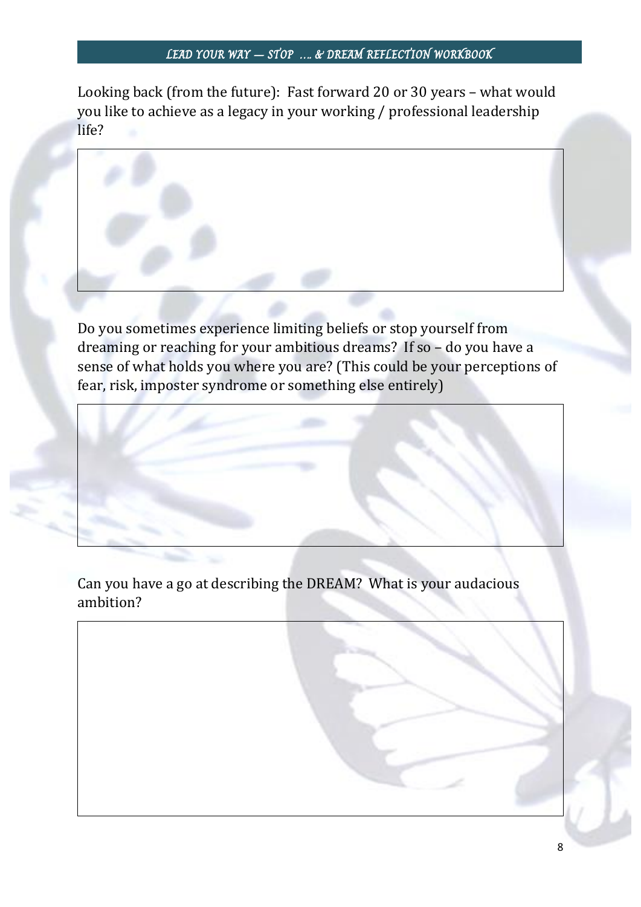Looking back (from the future): Fast forward 20 or 30 years – what would you like to achieve as a legacy in your working / professional leadership life?

Do you sometimes experience limiting beliefs or stop yourself from dreaming or reaching for your ambitious dreams? If so – do you have a sense of what holds you where you are? (This could be your perceptions of fear, risk, imposter syndrome or something else entirely)

Can you have a go at describing the DREAM? What is your audacious ambition?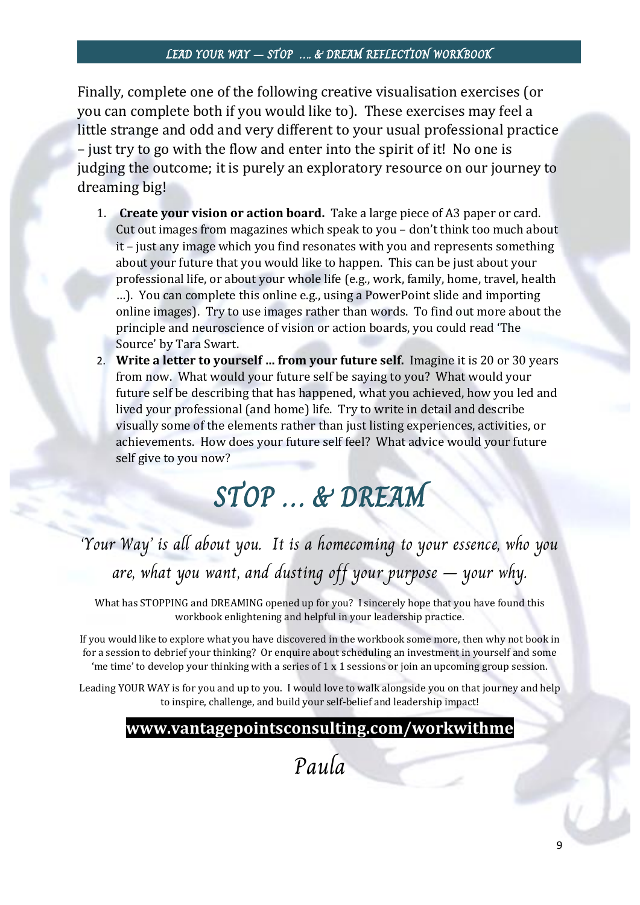Finally, complete one of the following creative visualisation exercises (or you can complete both if you would like to). These exercises may feel a little strange and odd and very different to your usual professional practice – just try to go with the flow and enter into the spirit of it! No one is judging the outcome; it is purely an exploratory resource on our journey to dreaming big!

1. **Create your vision or action board.** Take a large piece of A3 paper or card. Cut out images from magazines which speak to you – don't think too much about it – just any image which you find resonates with you and represents something about your future that you would like to happen. This can be just about your professional life, or about your whole life (e.g., work, family, home, travel, health …). You can complete this online e.g., using a PowerPoint slide and importing online images). Try to use images rather than words. To find out more about the principle and neuroscience of vision or action boards, you could read 'The Source' by Tara Swart.
2. **Write a letter to yourself … from your future self.** Imagine it is 20 or 30 years from now. What would your future self be saying to you? What would your future self be describing that has happened, what you achieved, how you led and lived your professional (and home) life. Try to write in detail and describe visually some of the elements rather than just listing experiences, activities, or achievements. How does your future self feel? What advice would your future self give to you now?

# *STOP … & DREAM*

*'Your Way' is all about you. It is a homecoming to your essence, who you are, what you want, and dusting off your purpose — your why.*

What has STOPPING and DREAMING opened up for you? I sincerely hope that you have found this workbook enlightening and helpful in your leadership practice.

If you would like to explore what you have discovered in the workbook some more, then why not book in for a session to debrief your thinking? Or enquire about scheduling an investment in yourself and some 'me time' to develop your thinking with a series of 1 x 1 sessions or join an upcoming group session.

Leading YOUR WAY is for you and up to you. I would love to walk alongside you on that journey and help to inspire, challenge, and build your self-belief and leadership impact!

**www.vantagepointsconsulting.com/workwithme**

*Paula*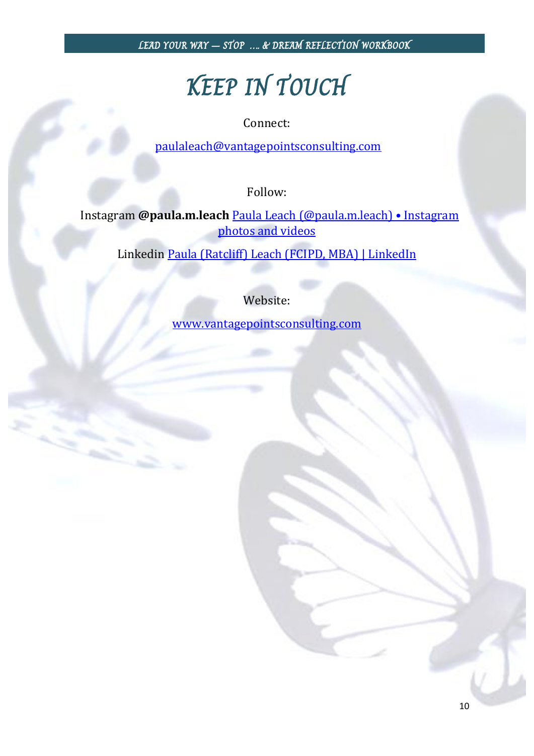# KEEP IN TOUCH

Connect:

paulaleach@vantagepointsconsulting.com

Follow:

Instagram **@paula.m.leach** Paula Leach (@paula.m.leach) • Instagram photos and videos

Linkedin Paula (Ratcliff) Leach (FCIPD, MBA) | LinkedIn

Website:

www.vantagepointsconsulting.com